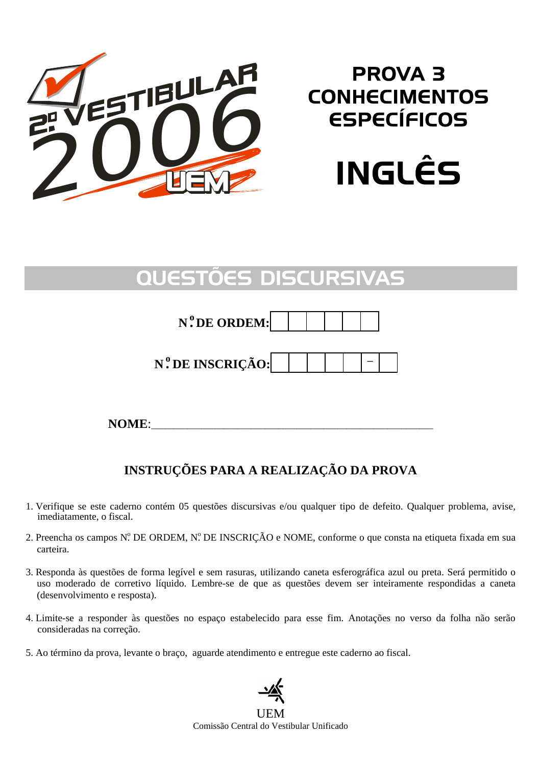2º VESTIBULAR 2006 UEM

# PROVA 3 CONHECIMENTOS ESPECÍFICOS

# INGLÊS

## QUESTÕES DISCURSIVAS

**N.º DE ORDEM:** | | | | | | |

**N.º DE INSCRIÇÃO:** | | | | | | – | |

**NOME:**_______________________________________________

### INSTRUÇÕES PARA A REALIZAÇÃO DA PROVA

1. Verifique se este caderno contém 05 questões discursivas e/ou qualquer tipo de defeito. Qualquer problema, avise, imediatamente, o fiscal.
2. Preencha os campos N.º DE ORDEM, N.º DE INSCRIÇÃO e NOME, conforme o que consta na etiqueta fixada em sua carteira.
3. Responda às questões de forma legível e sem rasuras, utilizando caneta esferográfica azul ou preta. Será permitido o uso moderado de corretivo líquido. Lembre-se de que as questões devem ser inteiramente respondidas a caneta (desenvolvimento e resposta).
4. Limite-se a responder às questões no espaço estabelecido para esse fim. Anotações no verso da folha não serão consideradas na correção.
5. Ao término da prova, levante o braço, aguarde atendimento e entregue este caderno ao fiscal.

UEM
Comissão Central do Vestibular Unificado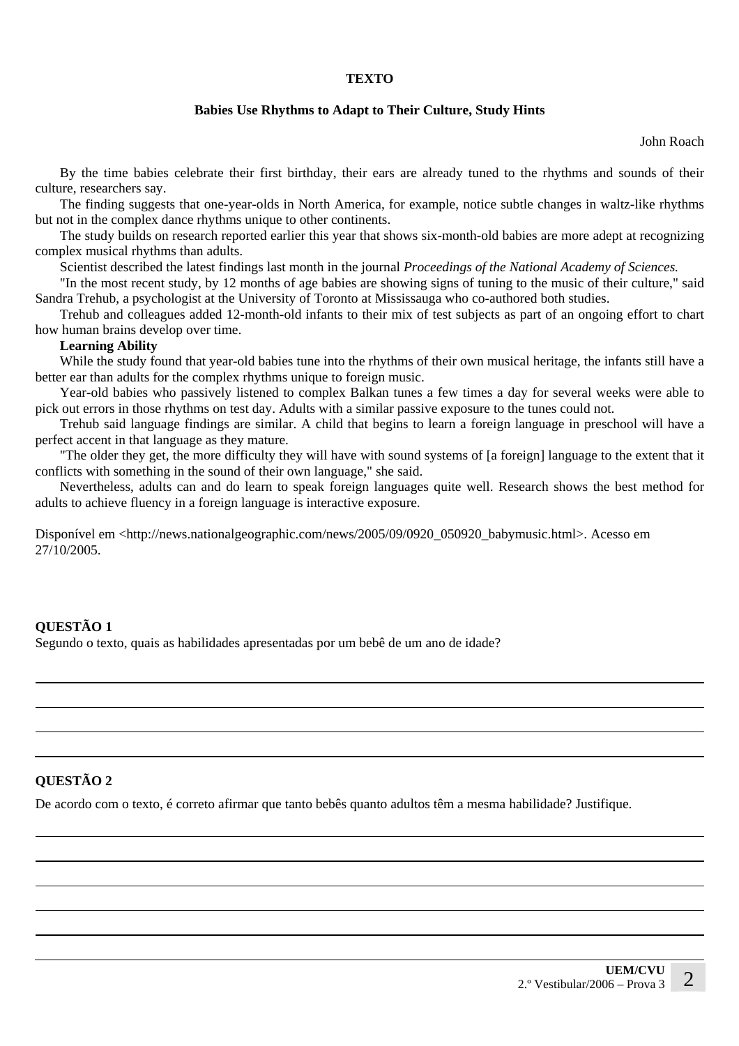## TEXTO

### Babies Use Rhythms to Adapt to Their Culture, Study Hints

John Roach

By the time babies celebrate their first birthday, their ears are already tuned to the rhythms and sounds of their culture, researchers say.

The finding suggests that one-year-olds in North America, for example, notice subtle changes in waltz-like rhythms but not in the complex dance rhythms unique to other continents.

The study builds on research reported earlier this year that shows six-month-old babies are more adept at recognizing complex musical rhythms than adults.

Scientist described the latest findings last month in the journal *Proceedings of the National Academy of Sciences.*

"In the most recent study, by 12 months of age babies are showing signs of tuning to the music of their culture," said Sandra Trehub, a psychologist at the University of Toronto at Mississauga who co-authored both studies.

Trehub and colleagues added 12-month-old infants to their mix of test subjects as part of an ongoing effort to chart how human brains develop over time.

**Learning Ability**

While the study found that year-old babies tune into the rhythms of their own musical heritage, the infants still have a better ear than adults for the complex rhythms unique to foreign music.

Year-old babies who passively listened to complex Balkan tunes a few times a day for several weeks were able to pick out errors in those rhythms on test day. Adults with a similar passive exposure to the tunes could not.

Trehub said language findings are similar. A child that begins to learn a foreign language in preschool will have a perfect accent in that language as they mature.

"The older they get, the more difficulty they will have with sound systems of [a foreign] language to the extent that it conflicts with something in the sound of their own language," she said.

Nevertheless, adults can and do learn to speak foreign languages quite well. Research shows the best method for adults to achieve fluency in a foreign language is interactive exposure.

Disponível em <http://news.nationalgeographic.com/news/2005/09/0920_050920_babymusic.html>. Acesso em 27/10/2005.

**QUESTÃO 1**

Segundo o texto, quais as habilidades apresentadas por um bebê de um ano de idade?

**QUESTÃO 2**

De acordo com o texto, é correto afirmar que tanto bebês quanto adultos têm a mesma habilidade? Justifique.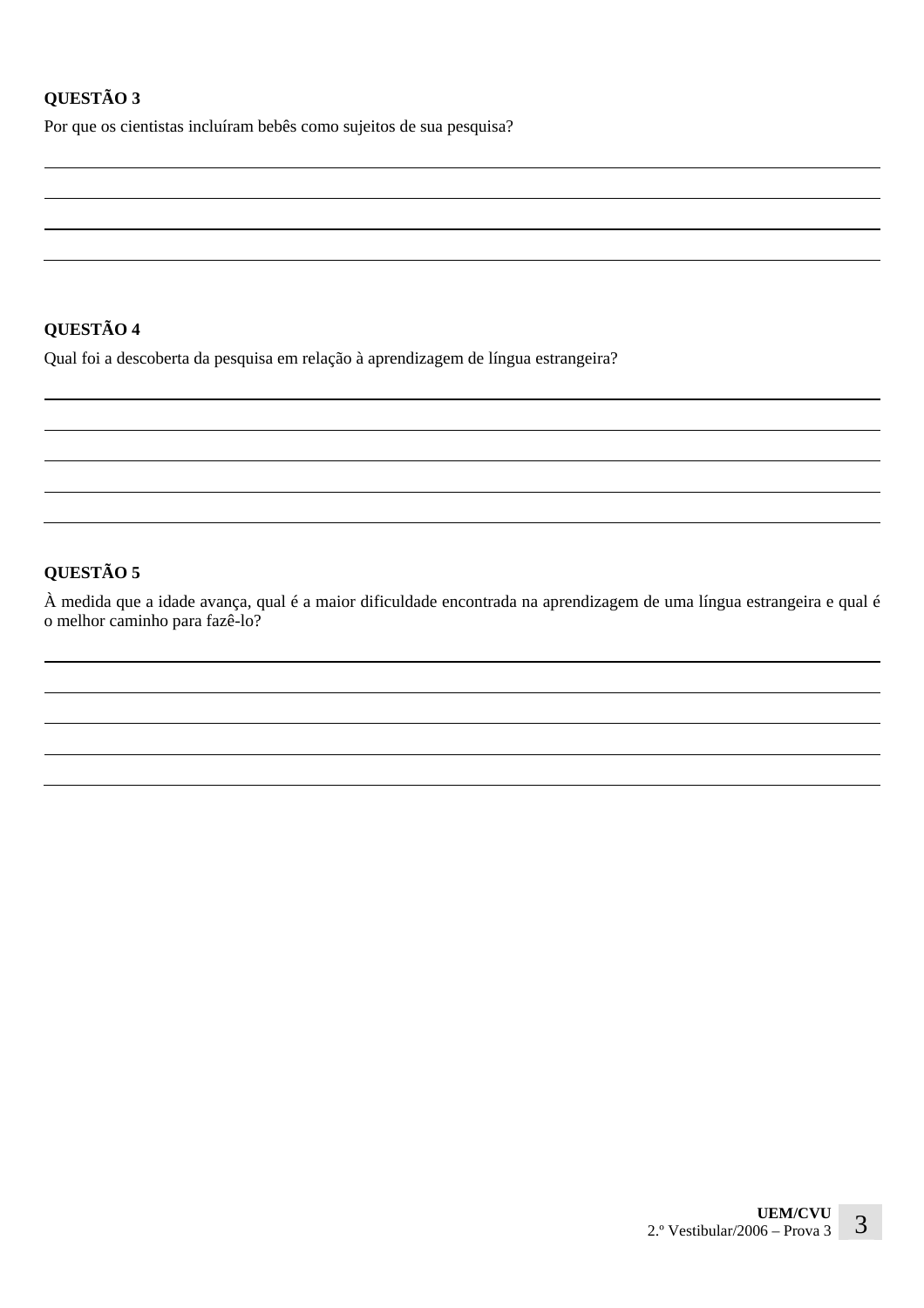**QUESTÃO 3**

Por que os cientistas incluíram bebês como sujeitos de sua pesquisa?

**QUESTÃO 4**

Qual foi a descoberta da pesquisa em relação à aprendizagem de língua estrangeira?

**QUESTÃO 5**

À medida que a idade avança, qual é a maior dificuldade encontrada na aprendizagem de uma língua estrangeira e qual é o melhor caminho para fazê-lo?